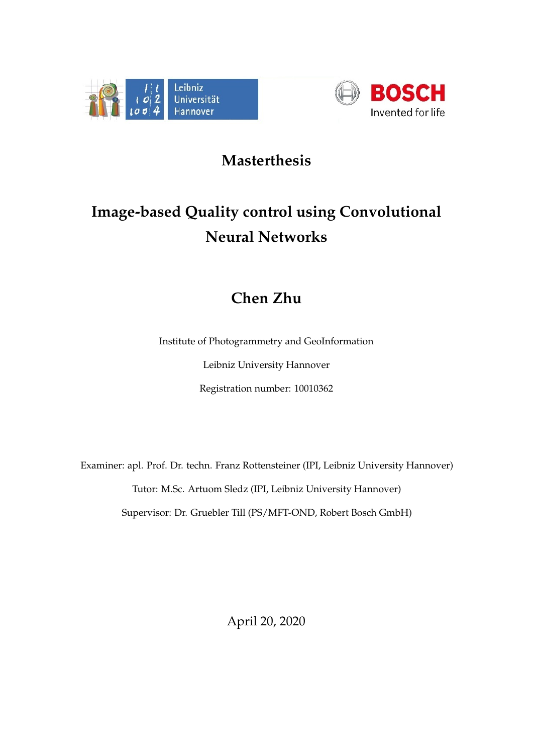Leibniz Universität Hannover

**BOSCH** Invented for life

# Masterthesis

# Image-based Quality control using Convolutional Neural Networks

## Chen Zhu

Institute of Photogrammetry and GeoInformation

Leibniz University Hannover

Registration number: 10010362

Examiner: apl. Prof. Dr. techn. Franz Rottensteiner (IPI, Leibniz University Hannover)

Tutor: M.Sc. Artuom Sledz (IPI, Leibniz University Hannover)

Supervisor: Dr. Gruebler Till (PS/MFT-OND, Robert Bosch GmbH)

April 20, 2020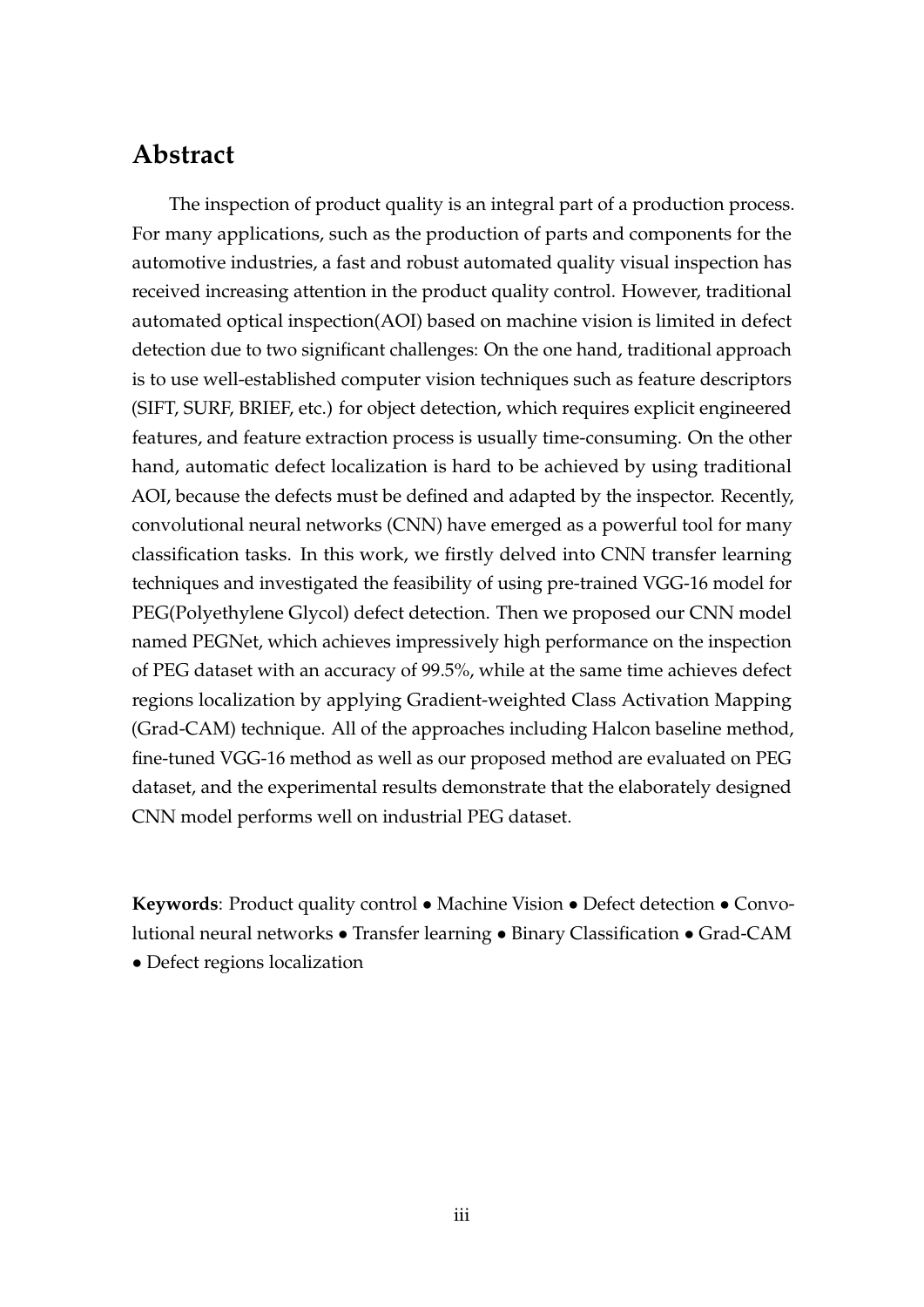## Abstract

The inspection of product quality is an integral part of a production process. For many applications, such as the production of parts and components for the automotive industries, a fast and robust automated quality visual inspection has received increasing attention in the product quality control. However, traditional automated optical inspection(AOI) based on machine vision is limited in defect detection due to two significant challenges: On the one hand, traditional approach is to use well-established computer vision techniques such as feature descriptors (SIFT, SURF, BRIEF, etc.) for object detection, which requires explicit engineered features, and feature extraction process is usually time-consuming. On the other hand, automatic defect localization is hard to be achieved by using traditional AOI, because the defects must be defined and adapted by the inspector. Recently, convolutional neural networks (CNN) have emerged as a powerful tool for many classification tasks. In this work, we firstly delved into CNN transfer learning techniques and investigated the feasibility of using pre-trained VGG-16 model for PEG(Polyethylene Glycol) defect detection. Then we proposed our CNN model named PEGNet, which achieves impressively high performance on the inspection of PEG dataset with an accuracy of 99.5%, while at the same time achieves defect regions localization by applying Gradient-weighted Class Activation Mapping (Grad-CAM) technique. All of the approaches including Halcon baseline method, fine-tuned VGG-16 method as well as our proposed method are evaluated on PEG dataset, and the experimental results demonstrate that the elaborately designed CNN model performs well on industrial PEG dataset.

**Keywords**: Product quality control • Machine Vision • Defect detection • Convolutional neural networks • Transfer learning • Binary Classification • Grad-CAM • Defect regions localization